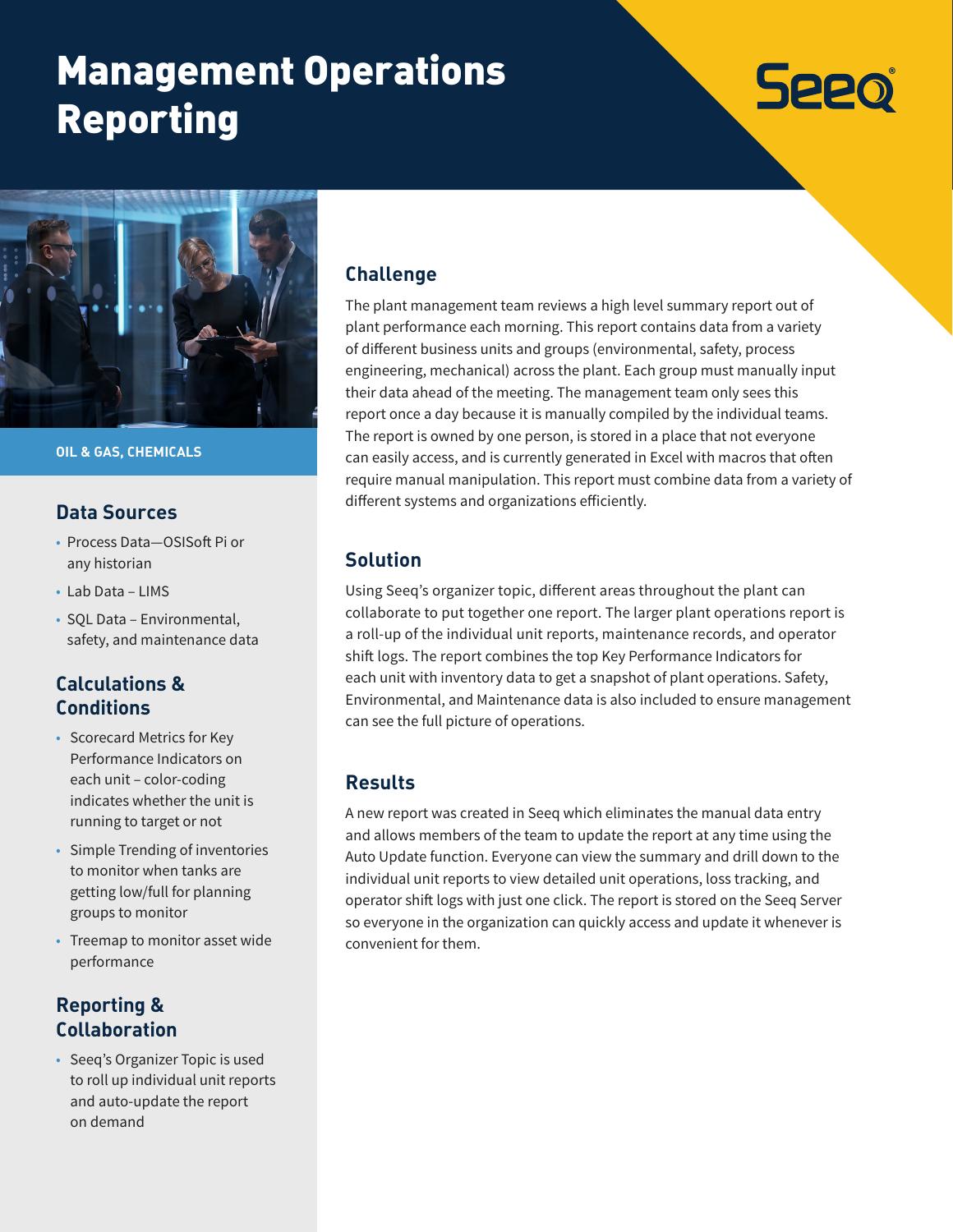# Management Operations Reporting

Seeq

OIL & GAS, CHEMICALS

## Data Sources

- Process Data—OSISoft Pi or any historian
- Lab Data – LIMS
- SQL Data – Environmental, safety, and maintenance data

## Calculations & Conditions

- Scorecard Metrics for Key Performance Indicators on each unit – color-coding indicates whether the unit is running to target or not
- Simple Trending of inventories to monitor when tanks are getting low/full for planning groups to monitor
- Treemap to monitor asset wide performance

## Reporting & Collaboration

- Seeq's Organizer Topic is used to roll up individual unit reports and auto-update the report on demand

## Challenge

The plant management team reviews a high level summary report out of plant performance each morning. This report contains data from a variety of different business units and groups (environmental, safety, process engineering, mechanical) across the plant. Each group must manually input their data ahead of the meeting. The management team only sees this report once a day because it is manually compiled by the individual teams. The report is owned by one person, is stored in a place that not everyone can easily access, and is currently generated in Excel with macros that often require manual manipulation. This report must combine data from a variety of different systems and organizations efficiently.

## Solution

Using Seeq's organizer topic, different areas throughout the plant can collaborate to put together one report. The larger plant operations report is a roll-up of the individual unit reports, maintenance records, and operator shift logs. The report combines the top Key Performance Indicators for each unit with inventory data to get a snapshot of plant operations. Safety, Environmental, and Maintenance data is also included to ensure management can see the full picture of operations.

## Results

A new report was created in Seeq which eliminates the manual data entry and allows members of the team to update the report at any time using the Auto Update function. Everyone can view the summary and drill down to the individual unit reports to view detailed unit operations, loss tracking, and operator shift logs with just one click. The report is stored on the Seeq Server so everyone in the organization can quickly access and update it whenever is convenient for them.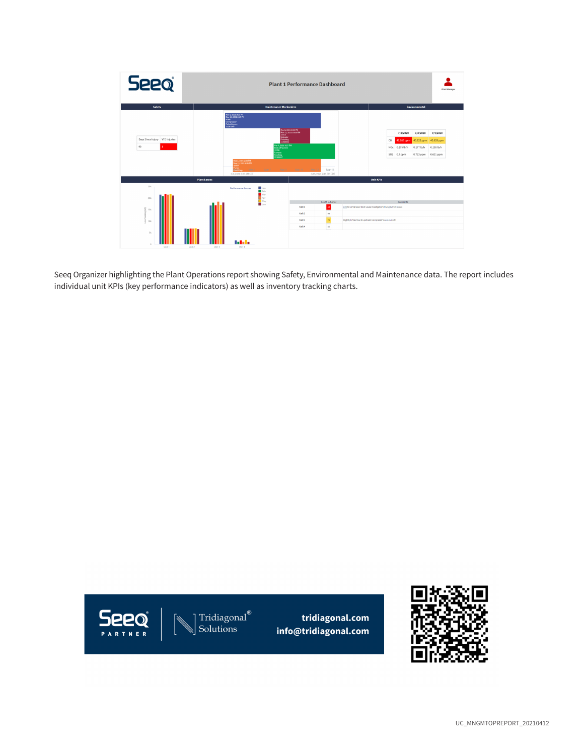Seeq Organizer highlighting the Plant Operations report showing Safety, Environmental and Maintenance data. The report includes individual unit KPIs (key performance indicators) as well as inventory tracking charts.

Seeq PARTNER

Tridiagonal® Solutions

**tridiagonal.com**
**info@tridiagonal.com**

UC_MNGMTOPREPORT_20210412